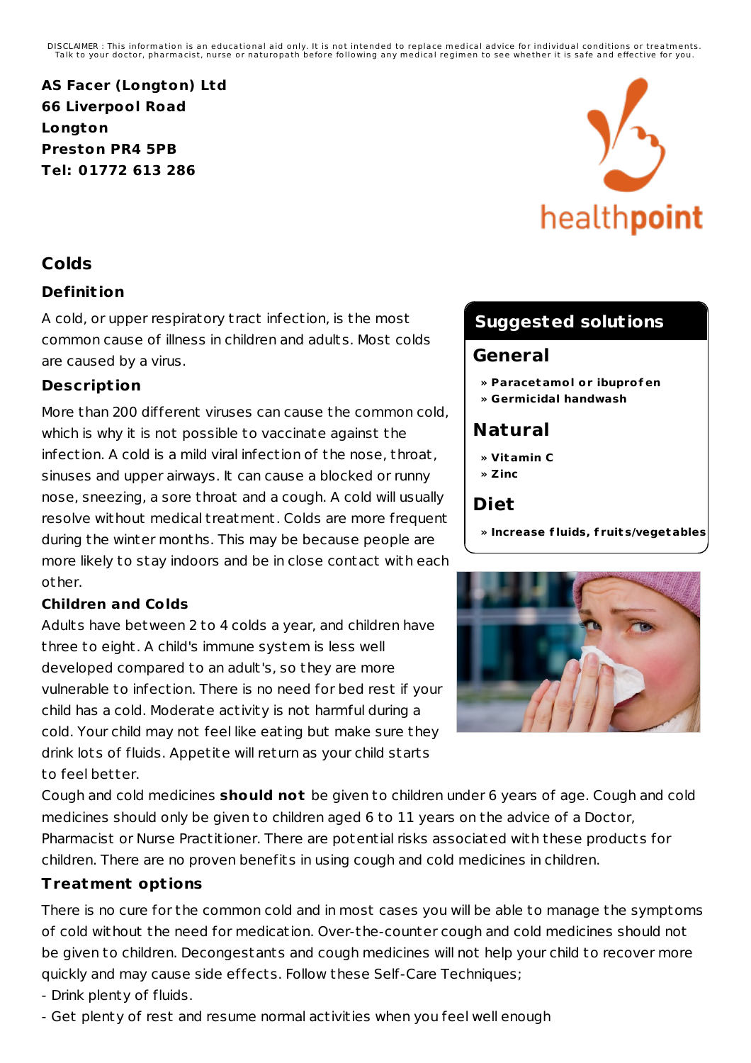DISCLAIMER : This information is an educational aid only. It is not intended to replace medical advice for individual conditions or treatments. Talk to your doctor, pharmacist, nurse or naturopath before following any medical regimen to see whether it is safe and effective for you.

**AS Facer (Longton) Ltd**
**66 Liverpool Road**
**Longton**
**Preston PR4 5PB**
**Tel: 01772 613 286**

healthpoint

# Colds

## Definition

A cold, or upper respiratory tract infection, is the most common cause of illness in children and adults. Most colds are caused by a virus.

## Description

More than 200 different viruses can cause the common cold, which is why it is not possible to vaccinate against the infection. A cold is a mild viral infection of the nose, throat, sinuses and upper airways. It can cause a blocked or runny nose, sneezing, a sore throat and a cough. A cold will usually resolve without medical treatment. Colds are more frequent during the winter months. This may be because people are more likely to stay indoors and be in close contact with each other.

### Children and Colds

Adults have between 2 to 4 colds a year, and children have three to eight. A child's immune system is less well developed compared to an adult's, so they are more vulnerable to infection. There is no need for bed rest if your child has a cold. Moderate activity is not harmful during a cold. Your child may not feel like eating but make sure they drink lots of fluids. Appetite will return as your child starts to feel better.

Cough and cold medicines **should not** be given to children under 6 years of age. Cough and cold medicines should only be given to children aged 6 to 11 years on the advice of a Doctor, Pharmacist or Nurse Practitioner. There are potential risks associated with these products for children. There are no proven benefits in using cough and cold medicines in children.

## Suggested solutions

### General

- **Paracetamol or ibuprofen**
- **Germicidal handwash**

### Natural

- **Vitamin C**
- **Zinc**

### Diet

- **Increase fluids, fruits/vegetables**

## Treatment options

There is no cure for the common cold and in most cases you will be able to manage the symptoms of cold without the need for medication. Over-the-counter cough and cold medicines should not be given to children. Decongestants and cough medicines will not help your child to recover more quickly and may cause side effects. Follow these Self-Care Techniques;

- Drink plenty of fluids.
- Get plenty of rest and resume normal activities when you feel well enough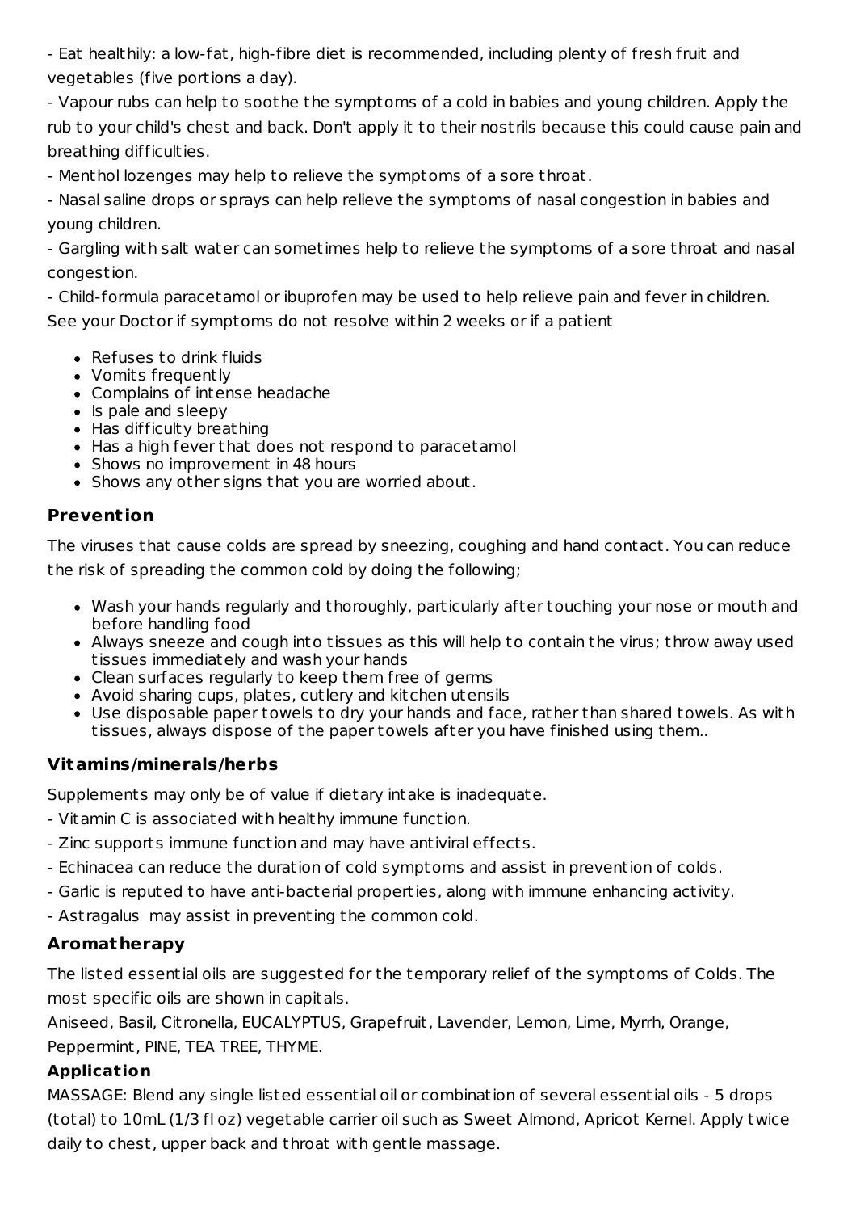- Eat healthily: a low-fat, high-fibre diet is recommended, including plenty of fresh fruit and vegetables (five portions a day).

- Vapour rubs can help to soothe the symptoms of a cold in babies and young children. Apply the rub to your child's chest and back. Don't apply it to their nostrils because this could cause pain and breathing difficulties.

- Menthol lozenges may help to relieve the symptoms of a sore throat.

- Nasal saline drops or sprays can help relieve the symptoms of nasal congestion in babies and young children.

- Gargling with salt water can sometimes help to relieve the symptoms of a sore throat and nasal congestion.

- Child-formula paracetamol or ibuprofen may be used to help relieve pain and fever in children.

See your Doctor if symptoms do not resolve within 2 weeks or if a patient

- Refuses to drink fluids
- Vomits frequently
- Complains of intense headache
- Is pale and sleepy
- Has difficulty breathing
- Has a high fever that does not respond to paracetamol
- Shows no improvement in 48 hours
- Shows any other signs that you are worried about.

### Prevention

The viruses that cause colds are spread by sneezing, coughing and hand contact. You can reduce the risk of spreading the common cold by doing the following;

- Wash your hands regularly and thoroughly, particularly after touching your nose or mouth and before handling food
- Always sneeze and cough into tissues as this will help to contain the virus; throw away used tissues immediately and wash your hands
- Clean surfaces regularly to keep them free of germs
- Avoid sharing cups, plates, cutlery and kitchen utensils
- Use disposable paper towels to dry your hands and face, rather than shared towels. As with tissues, always dispose of the paper towels after you have finished using them..

### Vitamins/minerals/herbs

Supplements may only be of value if dietary intake is inadequate.

- Vitamin C is associated with healthy immune function.

- Zinc supports immune function and may have antiviral effects.

- Echinacea can reduce the duration of cold symptoms and assist in prevention of colds.

- Garlic is reputed to have anti-bacterial properties, along with immune enhancing activity.

- Astragalus may assist in preventing the common cold.

### Aromatherapy

The listed essential oils are suggested for the temporary relief of the symptoms of Colds. The most specific oils are shown in capitals.

Aniseed, Basil, Citronella, EUCALYPTUS, Grapefruit, Lavender, Lemon, Lime, Myrrh, Orange, Peppermint, PINE, TEA TREE, THYME.

### Application

MASSAGE: Blend any single listed essential oil or combination of several essential oils - 5 drops (total) to 10mL (1/3 fl oz) vegetable carrier oil such as Sweet Almond, Apricot Kernel. Apply twice daily to chest, upper back and throat with gentle massage.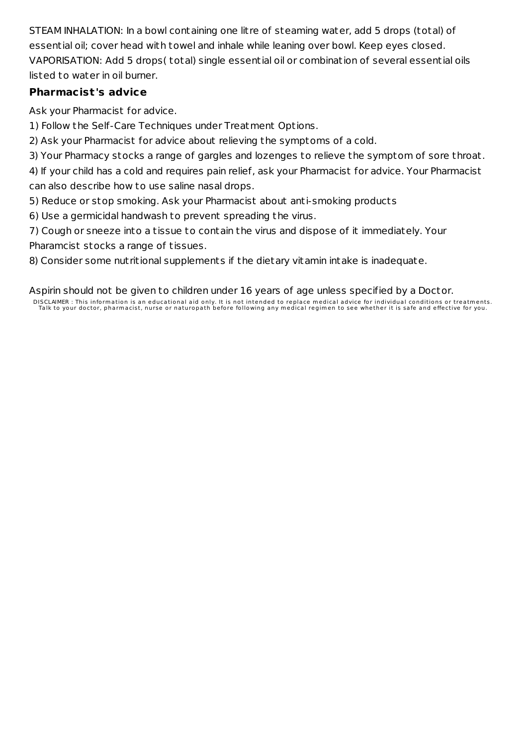STEAM INHALATION: In a bowl containing one litre of steaming water, add 5 drops (total) of essential oil; cover head with towel and inhale while leaning over bowl. Keep eyes closed.
VAPORISATION: Add 5 drops( total) single essential oil or combination of several essential oils listed to water in oil burner.

### Pharmacist's advice

Ask your Pharmacist for advice.

1) Follow the Self-Care Techniques under Treatment Options.
2) Ask your Pharmacist for advice about relieving the symptoms of a cold.
3) Your Pharmacy stocks a range of gargles and lozenges to relieve the symptom of sore throat.
4) If your child has a cold and requires pain relief, ask your Pharmacist for advice. Your Pharmacist can also describe how to use saline nasal drops.
5) Reduce or stop smoking. Ask your Pharmacist about anti-smoking products
6) Use a germicidal handwash to prevent spreading the virus.
7) Cough or sneeze into a tissue to contain the virus and dispose of it immediately. Your Pharamcist stocks a range of tissues.
8) Consider some nutritional supplements if the dietary vitamin intake is inadequate.

Aspirin should not be given to children under 16 years of age unless specified by a Doctor.

DISCLAIMER : This information is an educational aid only. It is not intended to replace medical advice for individual conditions or treatments. Talk to your doctor, pharmacist, nurse or naturopath before following any medical regimen to see whether it is safe and effective for you.